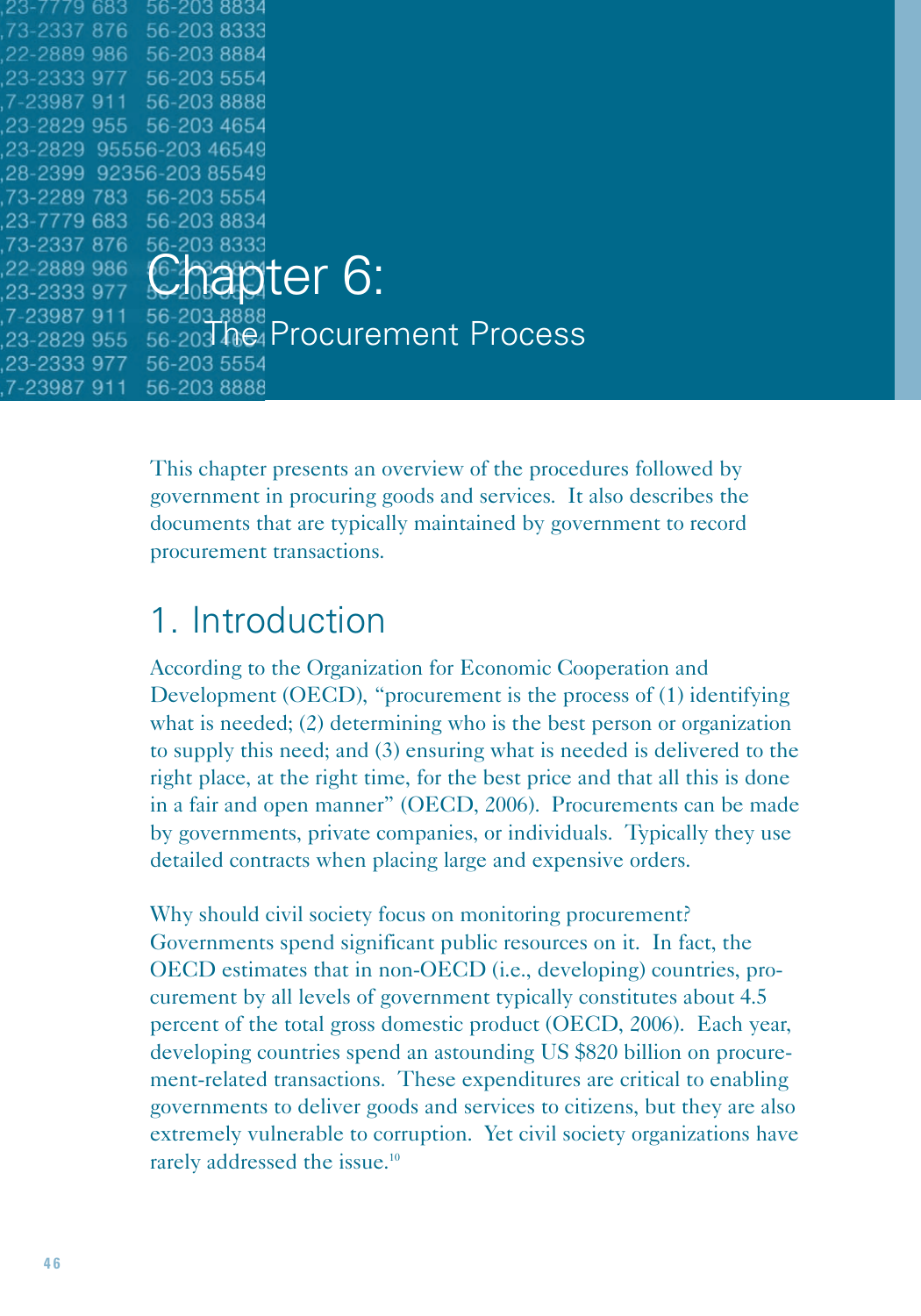# Chapter 6: The Procurement Process

This chapter presents an overview of the procedures followed by government in procuring goods and services. It also describes the documents that are typically maintained by government to record procurement transactions.

## 1. Introduction

According to the Organization for Economic Cooperation and Development (OECD), "procurement is the process of (1) identifying what is needed; (2) determining who is the best person or organization to supply this need; and (3) ensuring what is needed is delivered to the right place, at the right time, for the best price and that all this is done in a fair and open manner" (OECD, 2006). Procurements can be made by governments, private companies, or individuals. Typically they use detailed contracts when placing large and expensive orders.

Why should civil society focus on monitoring procurement? Governments spend significant public resources on it. In fact, the OECD estimates that in non-OECD (i.e., developing) countries, procurement by all levels of government typically constitutes about 4.5 percent of the total gross domestic product (OECD, 2006). Each year, developing countries spend an astounding US $820 billion on procurement-related transactions. These expenditures are critical to enabling governments to deliver goods and services to citizens, but they are also extremely vulnerable to corruption. Yet civil society organizations have rarely addressed the issue.[10]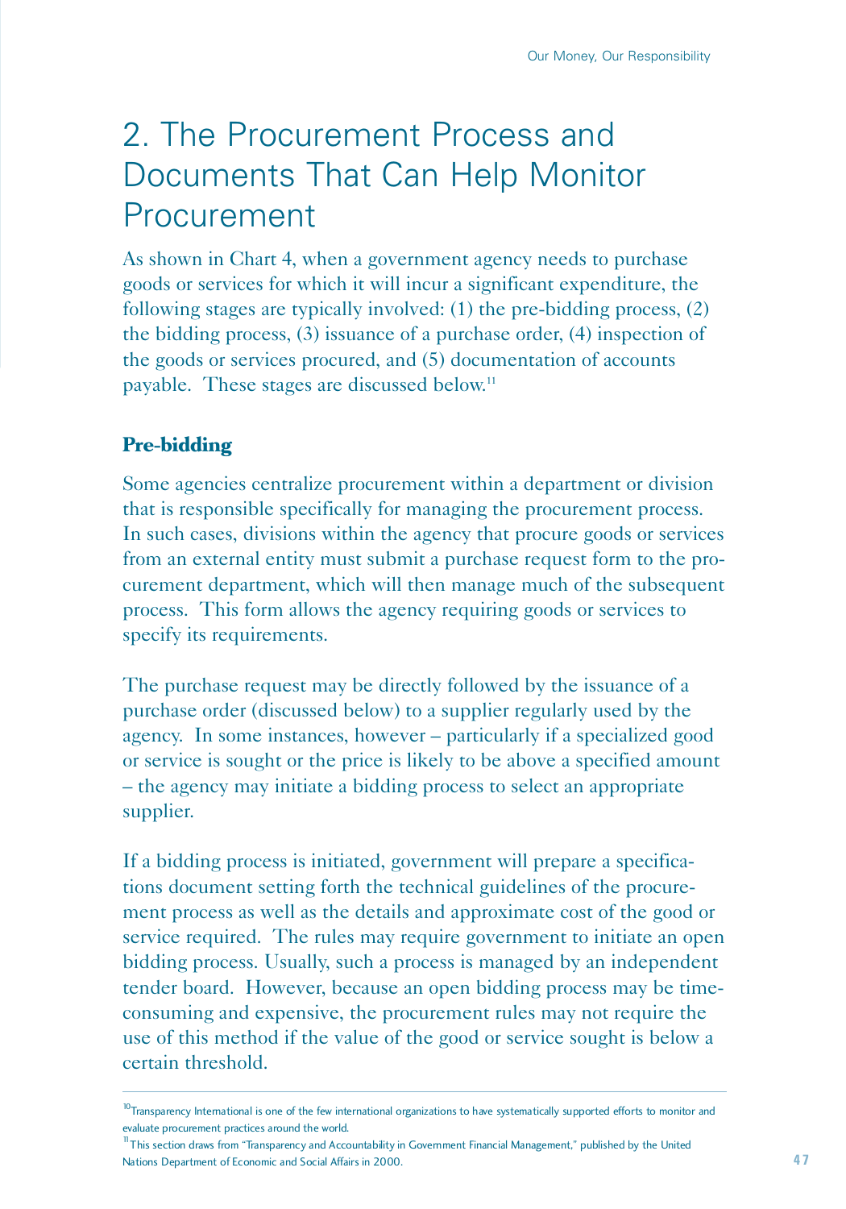# 2. The Procurement Process and Documents That Can Help Monitor Procurement

As shown in Chart 4, when a government agency needs to purchase goods or services for which it will incur a significant expenditure, the following stages are typically involved: (1) the pre-bidding process, (2) the bidding process, (3) issuance of a purchase order, (4) inspection of the goods or services procured, and (5) documentation of accounts payable. These stages are discussed below.[11]

## Pre-bidding

Some agencies centralize procurement within a department or division that is responsible specifically for managing the procurement process. In such cases, divisions within the agency that procure goods or services from an external entity must submit a purchase request form to the procurement department, which will then manage much of the subsequent process. This form allows the agency requiring goods or services to specify its requirements.

The purchase request may be directly followed by the issuance of a purchase order (discussed below) to a supplier regularly used by the agency. In some instances, however – particularly if a specialized good or service is sought or the price is likely to be above a specified amount – the agency may initiate a bidding process to select an appropriate supplier.

If a bidding process is initiated, government will prepare a specifications document setting forth the technical guidelines of the procurement process as well as the details and approximate cost of the good or service required. The rules may require government to initiate an open bidding process. Usually, such a process is managed by an independent tender board. However, because an open bidding process may be time-consuming and expensive, the procurement rules may not require the use of this method if the value of the good or service sought is below a certain threshold.

---

[10] Transparency International is one of the few international organizations to have systematically supported efforts to monitor and evaluate procurement practices around the world.

[11] This section draws from "Transparency and Accountability in Government Financial Management," published by the United Nations Department of Economic and Social Affairs in 2000.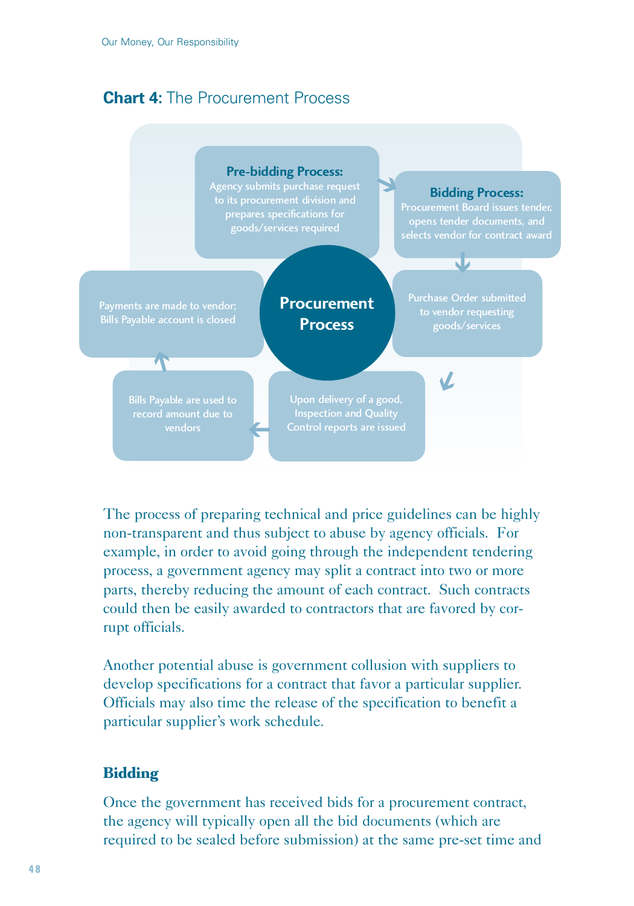**Chart 4:** The Procurement Process

**Procurement Process**

**Pre-bidding Process:** Agency submits purchase request to its procurement division and prepares specifications for goods/services required

**Bidding Process:** Procurement Board issues tender, opens tender documents, and selects vendor for contract award

Purchase Order submitted to vendor requesting goods/services

Upon delivery of a good, Inspection and Quality Control reports are issued

Bills Payable are used to record amount due to vendors

Payments are made to vendor; Bills Payable account is closed

The process of preparing technical and price guidelines can be highly non-transparent and thus subject to abuse by agency officials. For example, in order to avoid going through the independent tendering process, a government agency may split a contract into two or more parts, thereby reducing the amount of each contract. Such contracts could then be easily awarded to contractors that are favored by corrupt officials.

Another potential abuse is government collusion with suppliers to develop specifications for a contract that favor a particular supplier. Officials may also time the release of the specification to benefit a particular supplier's work schedule.

## Bidding

Once the government has received bids for a procurement contract, the agency will typically open all the bid documents (which are required to be sealed before submission) at the same pre-set time and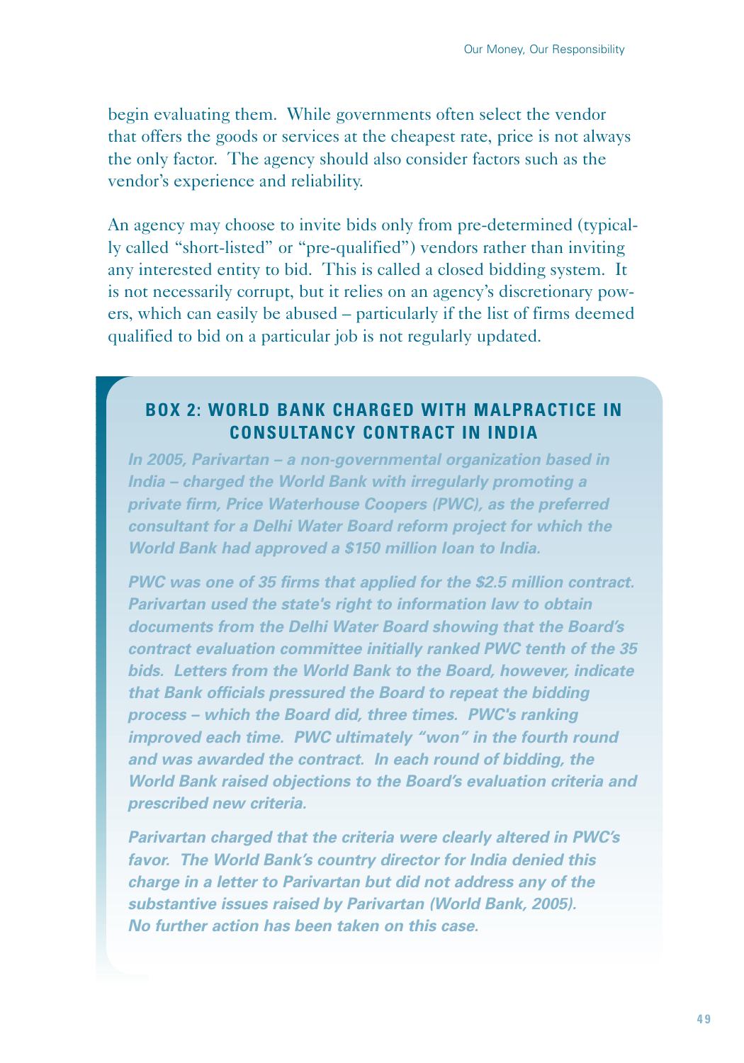begin evaluating them. While governments often select the vendor that offers the goods or services at the cheapest rate, price is not always the only factor. The agency should also consider factors such as the vendor's experience and reliability.

An agency may choose to invite bids only from pre-determined (typically called "short-listed" or "pre-qualified") vendors rather than inviting any interested entity to bid. This is called a closed bidding system. It is not necessarily corrupt, but it relies on an agency's discretionary powers, which can easily be abused – particularly if the list of firms deemed qualified to bid on a particular job is not regularly updated.

### BOX 2: WORLD BANK CHARGED WITH MALPRACTICE IN CONSULTANCY CONTRACT IN INDIA

***In 2005, Parivartan – a non-governmental organization based in India – charged the World Bank with irregularly promoting a private firm, Price Waterhouse Coopers (PWC), as the preferred consultant for a Delhi Water Board reform project for which the World Bank had approved a $150 million loan to India.***

***PWC was one of 35 firms that applied for the $2.5 million contract. Parivartan used the state's right to information law to obtain documents from the Delhi Water Board showing that the Board's contract evaluation committee initially ranked PWC tenth of the 35 bids. Letters from the World Bank to the Board, however, indicate that Bank officials pressured the Board to repeat the bidding process – which the Board did, three times. PWC's ranking improved each time. PWC ultimately "won" in the fourth round and was awarded the contract. In each round of bidding, the World Bank raised objections to the Board's evaluation criteria and prescribed new criteria.***

***Parivartan charged that the criteria were clearly altered in PWC's favor. The World Bank's country director for India denied this charge in a letter to Parivartan but did not address any of the substantive issues raised by Parivartan (World Bank, 2005). No further action has been taken on this case.***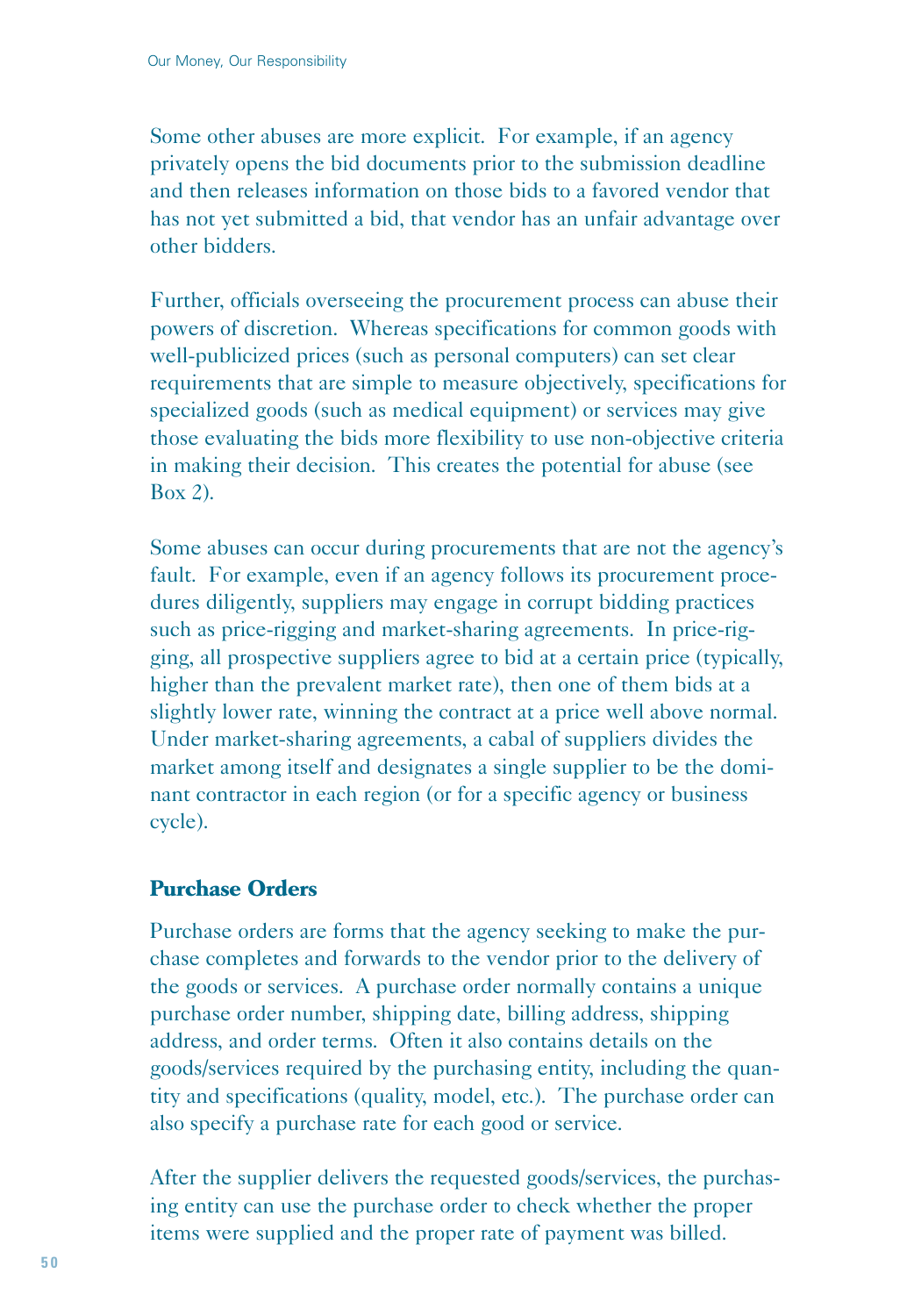Some other abuses are more explicit. For example, if an agency privately opens the bid documents prior to the submission deadline and then releases information on those bids to a favored vendor that has not yet submitted a bid, that vendor has an unfair advantage over other bidders.

Further, officials overseeing the procurement process can abuse their powers of discretion. Whereas specifications for common goods with well-publicized prices (such as personal computers) can set clear requirements that are simple to measure objectively, specifications for specialized goods (such as medical equipment) or services may give those evaluating the bids more flexibility to use non-objective criteria in making their decision. This creates the potential for abuse (see Box 2).

Some abuses can occur during procurements that are not the agency's fault. For example, even if an agency follows its procurement procedures diligently, suppliers may engage in corrupt bidding practices such as price-rigging and market-sharing agreements. In price-rigging, all prospective suppliers agree to bid at a certain price (typically, higher than the prevalent market rate), then one of them bids at a slightly lower rate, winning the contract at a price well above normal. Under market-sharing agreements, a cabal of suppliers divides the market among itself and designates a single supplier to be the dominant contractor in each region (or for a specific agency or business cycle).

### Purchase Orders

Purchase orders are forms that the agency seeking to make the purchase completes and forwards to the vendor prior to the delivery of the goods or services. A purchase order normally contains a unique purchase order number, shipping date, billing address, shipping address, and order terms. Often it also contains details on the goods/services required by the purchasing entity, including the quantity and specifications (quality, model, etc.). The purchase order can also specify a purchase rate for each good or service.

After the supplier delivers the requested goods/services, the purchasing entity can use the purchase order to check whether the proper items were supplied and the proper rate of payment was billed.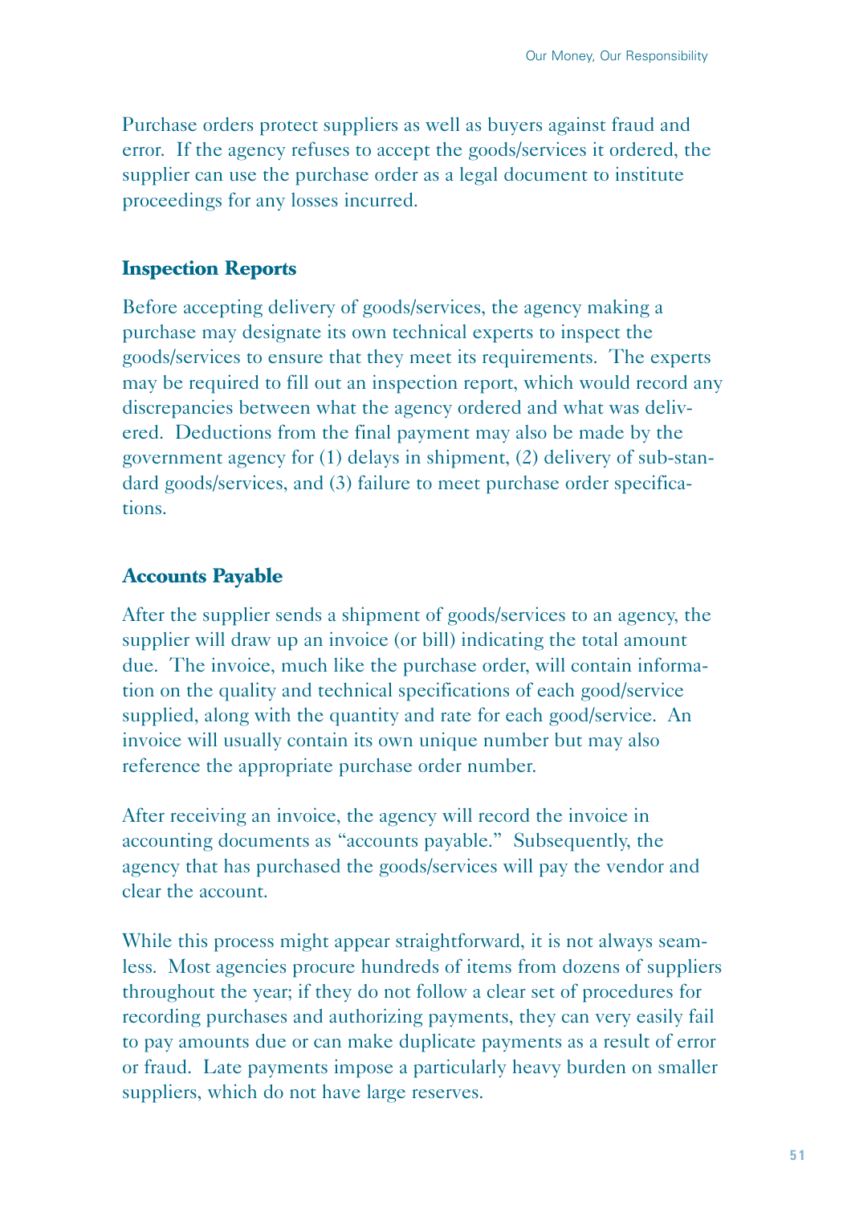Purchase orders protect suppliers as well as buyers against fraud and error. If the agency refuses to accept the goods/services it ordered, the supplier can use the purchase order as a legal document to institute proceedings for any losses incurred.

### Inspection Reports

Before accepting delivery of goods/services, the agency making a purchase may designate its own technical experts to inspect the goods/services to ensure that they meet its requirements. The experts may be required to fill out an inspection report, which would record any discrepancies between what the agency ordered and what was delivered. Deductions from the final payment may also be made by the government agency for (1) delays in shipment, (2) delivery of sub-standard goods/services, and (3) failure to meet purchase order specifications.

### Accounts Payable

After the supplier sends a shipment of goods/services to an agency, the supplier will draw up an invoice (or bill) indicating the total amount due. The invoice, much like the purchase order, will contain information on the quality and technical specifications of each good/service supplied, along with the quantity and rate for each good/service. An invoice will usually contain its own unique number but may also reference the appropriate purchase order number.

After receiving an invoice, the agency will record the invoice in accounting documents as "accounts payable." Subsequently, the agency that has purchased the goods/services will pay the vendor and clear the account.

While this process might appear straightforward, it is not always seamless. Most agencies procure hundreds of items from dozens of suppliers throughout the year; if they do not follow a clear set of procedures for recording purchases and authorizing payments, they can very easily fail to pay amounts due or can make duplicate payments as a result of error or fraud. Late payments impose a particularly heavy burden on smaller suppliers, which do not have large reserves.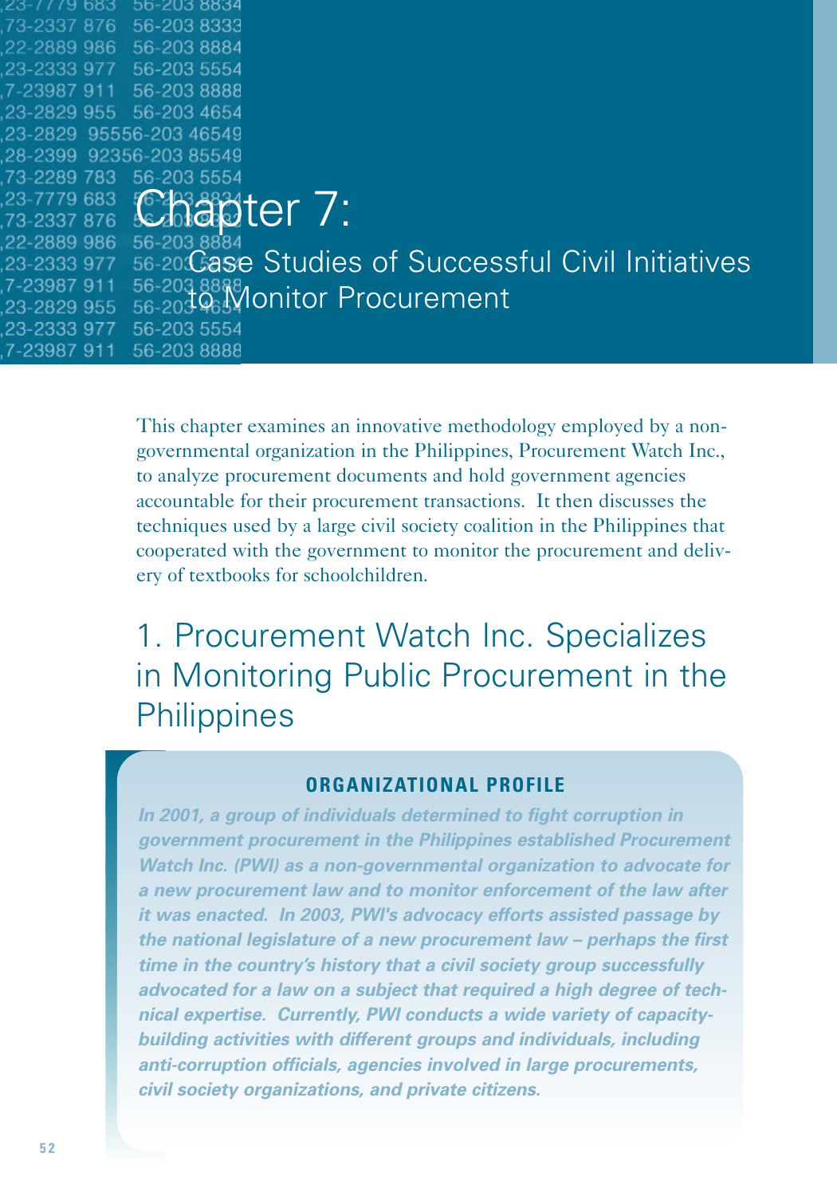# Chapter 7:

## Case Studies of Successful Civil Initiatives to Monitor Procurement

This chapter examines an innovative methodology employed by a non-governmental organization in the Philippines, Procurement Watch Inc., to analyze procurement documents and hold government agencies accountable for their procurement transactions. It then discusses the techniques used by a large civil society coalition in the Philippines that cooperated with the government to monitor the procurement and delivery of textbooks for schoolchildren.

## 1. Procurement Watch Inc. Specializes in Monitoring Public Procurement in the Philippines

**ORGANIZATIONAL PROFILE**

***In 2001, a group of individuals determined to fight corruption in government procurement in the Philippines established Procurement Watch Inc. (PWI) as a non-governmental organization to advocate for a new procurement law and to monitor enforcement of the law after it was enacted. In 2003, PWI's advocacy efforts assisted passage by the national legislature of a new procurement law – perhaps the first time in the country's history that a civil society group successfully advocated for a law on a subject that required a high degree of technical expertise. Currently, PWI conducts a wide variety of capacity-building activities with different groups and individuals, including anti-corruption officials, agencies involved in large procurements, civil society organizations, and private citizens.***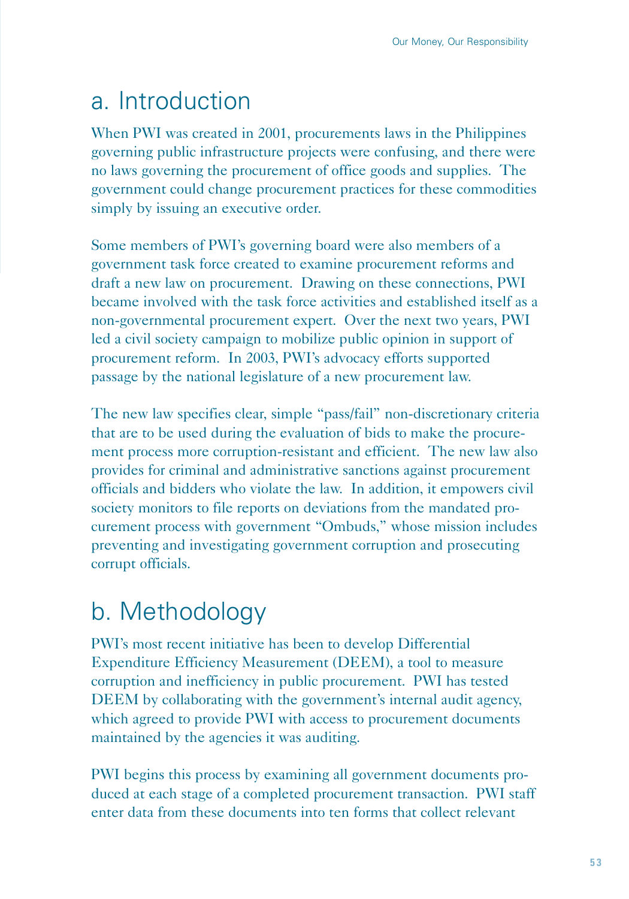## a. Introduction

When PWI was created in 2001, procurements laws in the Philippines governing public infrastructure projects were confusing, and there were no laws governing the procurement of office goods and supplies. The government could change procurement practices for these commodities simply by issuing an executive order.

Some members of PWI's governing board were also members of a government task force created to examine procurement reforms and draft a new law on procurement. Drawing on these connections, PWI became involved with the task force activities and established itself as a non-governmental procurement expert. Over the next two years, PWI led a civil society campaign to mobilize public opinion in support of procurement reform. In 2003, PWI's advocacy efforts supported passage by the national legislature of a new procurement law.

The new law specifies clear, simple "pass/fail" non-discretionary criteria that are to be used during the evaluation of bids to make the procurement process more corruption-resistant and efficient. The new law also provides for criminal and administrative sanctions against procurement officials and bidders who violate the law. In addition, it empowers civil society monitors to file reports on deviations from the mandated procurement process with government "Ombuds," whose mission includes preventing and investigating government corruption and prosecuting corrupt officials.

## b. Methodology

PWI's most recent initiative has been to develop Differential Expenditure Efficiency Measurement (DEEM), a tool to measure corruption and inefficiency in public procurement. PWI has tested DEEM by collaborating with the government's internal audit agency, which agreed to provide PWI with access to procurement documents maintained by the agencies it was auditing.

PWI begins this process by examining all government documents produced at each stage of a completed procurement transaction. PWI staff enter data from these documents into ten forms that collect relevant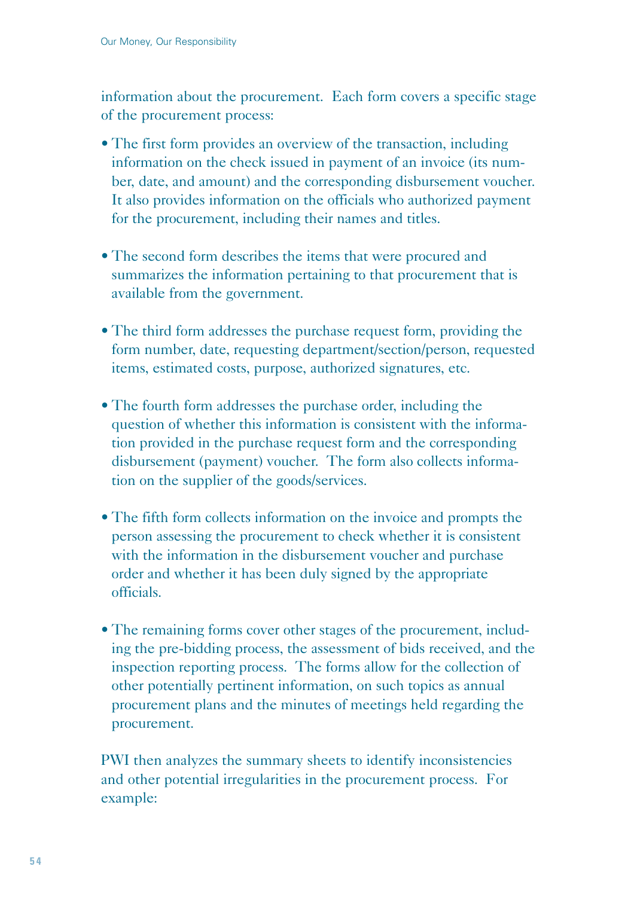information about the procurement. Each form covers a specific stage of the procurement process:

- The first form provides an overview of the transaction, including information on the check issued in payment of an invoice (its number, date, and amount) and the corresponding disbursement voucher. It also provides information on the officials who authorized payment for the procurement, including their names and titles.

- The second form describes the items that were procured and summarizes the information pertaining to that procurement that is available from the government.

- The third form addresses the purchase request form, providing the form number, date, requesting department/section/person, requested items, estimated costs, purpose, authorized signatures, etc.

- The fourth form addresses the purchase order, including the question of whether this information is consistent with the information provided in the purchase request form and the corresponding disbursement (payment) voucher. The form also collects information on the supplier of the goods/services.

- The fifth form collects information on the invoice and prompts the person assessing the procurement to check whether it is consistent with the information in the disbursement voucher and purchase order and whether it has been duly signed by the appropriate officials.

- The remaining forms cover other stages of the procurement, including the pre-bidding process, the assessment of bids received, and the inspection reporting process. The forms allow for the collection of other potentially pertinent information, on such topics as annual procurement plans and the minutes of meetings held regarding the procurement.

PWI then analyzes the summary sheets to identify inconsistencies and other potential irregularities in the procurement process. For example: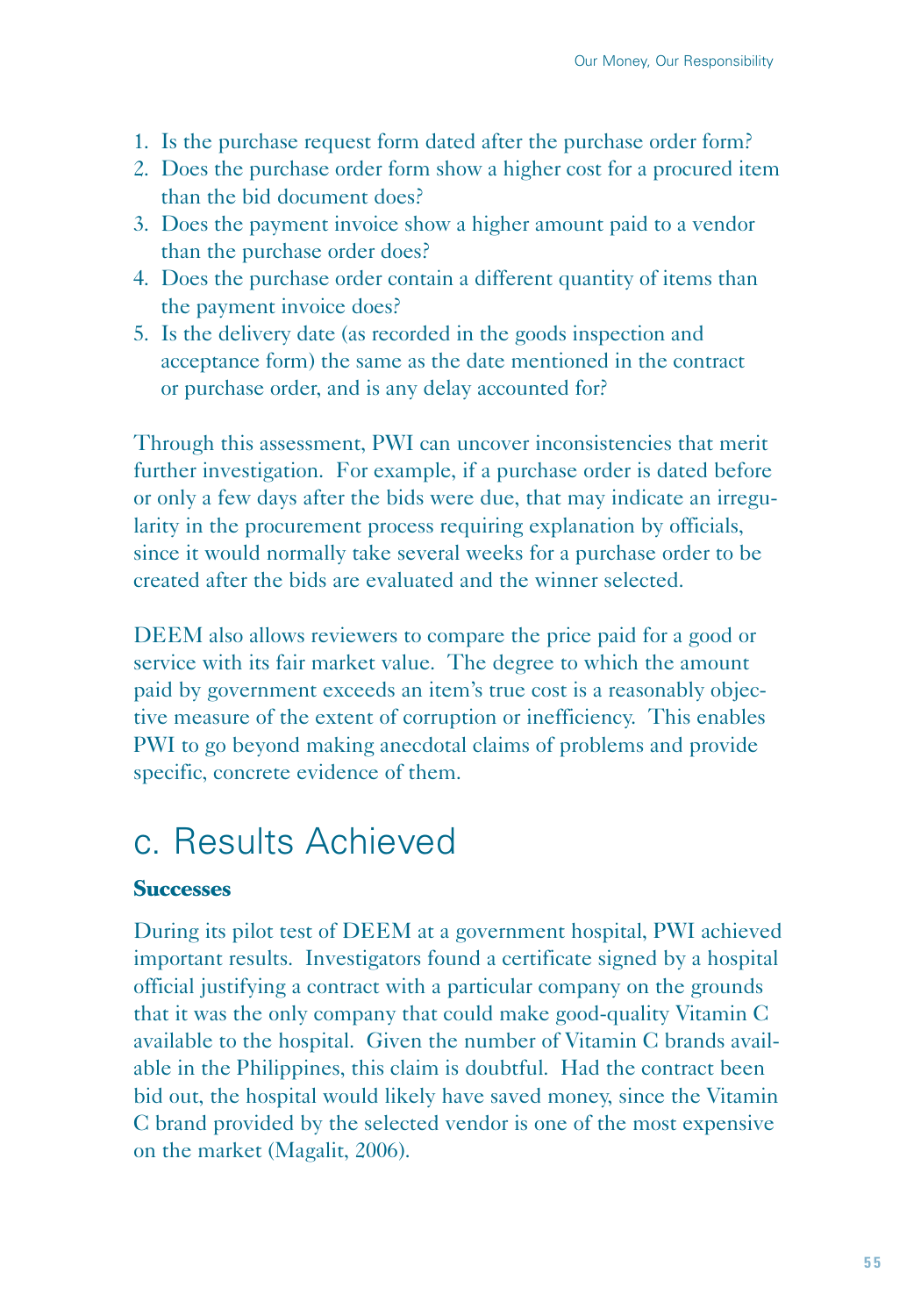1. Is the purchase request form dated after the purchase order form?
2. Does the purchase order form show a higher cost for a procured item than the bid document does?
3. Does the payment invoice show a higher amount paid to a vendor than the purchase order does?
4. Does the purchase order contain a different quantity of items than the payment invoice does?
5. Is the delivery date (as recorded in the goods inspection and acceptance form) the same as the date mentioned in the contract or purchase order, and is any delay accounted for?

Through this assessment, PWI can uncover inconsistencies that merit further investigation. For example, if a purchase order is dated before or only a few days after the bids were due, that may indicate an irregularity in the procurement process requiring explanation by officials, since it would normally take several weeks for a purchase order to be created after the bids are evaluated and the winner selected.

DEEM also allows reviewers to compare the price paid for a good or service with its fair market value. The degree to which the amount paid by government exceeds an item's true cost is a reasonably objective measure of the extent of corruption or inefficiency. This enables PWI to go beyond making anecdotal claims of problems and provide specific, concrete evidence of them.

## c. Results Achieved

**Successes**

During its pilot test of DEEM at a government hospital, PWI achieved important results. Investigators found a certificate signed by a hospital official justifying a contract with a particular company on the grounds that it was the only company that could make good-quality Vitamin C available to the hospital. Given the number of Vitamin C brands available in the Philippines, this claim is doubtful. Had the contract been bid out, the hospital would likely have saved money, since the Vitamin C brand provided by the selected vendor is one of the most expensive on the market (Magalit, 2006).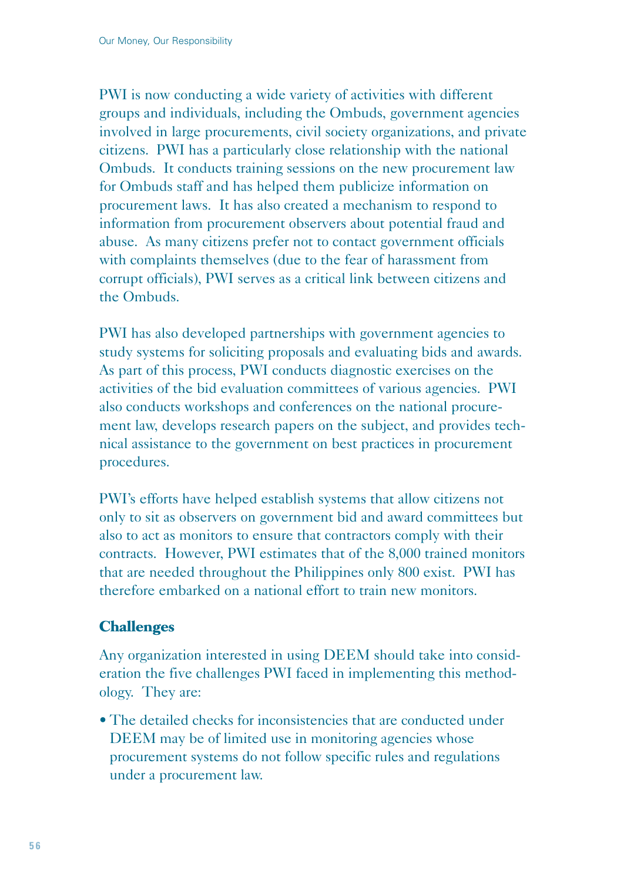PWI is now conducting a wide variety of activities with different groups and individuals, including the Ombuds, government agencies involved in large procurements, civil society organizations, and private citizens. PWI has a particularly close relationship with the national Ombuds. It conducts training sessions on the new procurement law for Ombuds staff and has helped them publicize information on procurement laws. It has also created a mechanism to respond to information from procurement observers about potential fraud and abuse. As many citizens prefer not to contact government officials with complaints themselves (due to the fear of harassment from corrupt officials), PWI serves as a critical link between citizens and the Ombuds.

PWI has also developed partnerships with government agencies to study systems for soliciting proposals and evaluating bids and awards. As part of this process, PWI conducts diagnostic exercises on the activities of the bid evaluation committees of various agencies. PWI also conducts workshops and conferences on the national procurement law, develops research papers on the subject, and provides technical assistance to the government on best practices in procurement procedures.

PWI's efforts have helped establish systems that allow citizens not only to sit as observers on government bid and award committees but also to act as monitors to ensure that contractors comply with their contracts. However, PWI estimates that of the 8,000 trained monitors that are needed throughout the Philippines only 800 exist. PWI has therefore embarked on a national effort to train new monitors.

### Challenges

Any organization interested in using DEEM should take into consideration the five challenges PWI faced in implementing this methodology. They are:

- The detailed checks for inconsistencies that are conducted under DEEM may be of limited use in monitoring agencies whose procurement systems do not follow specific rules and regulations under a procurement law.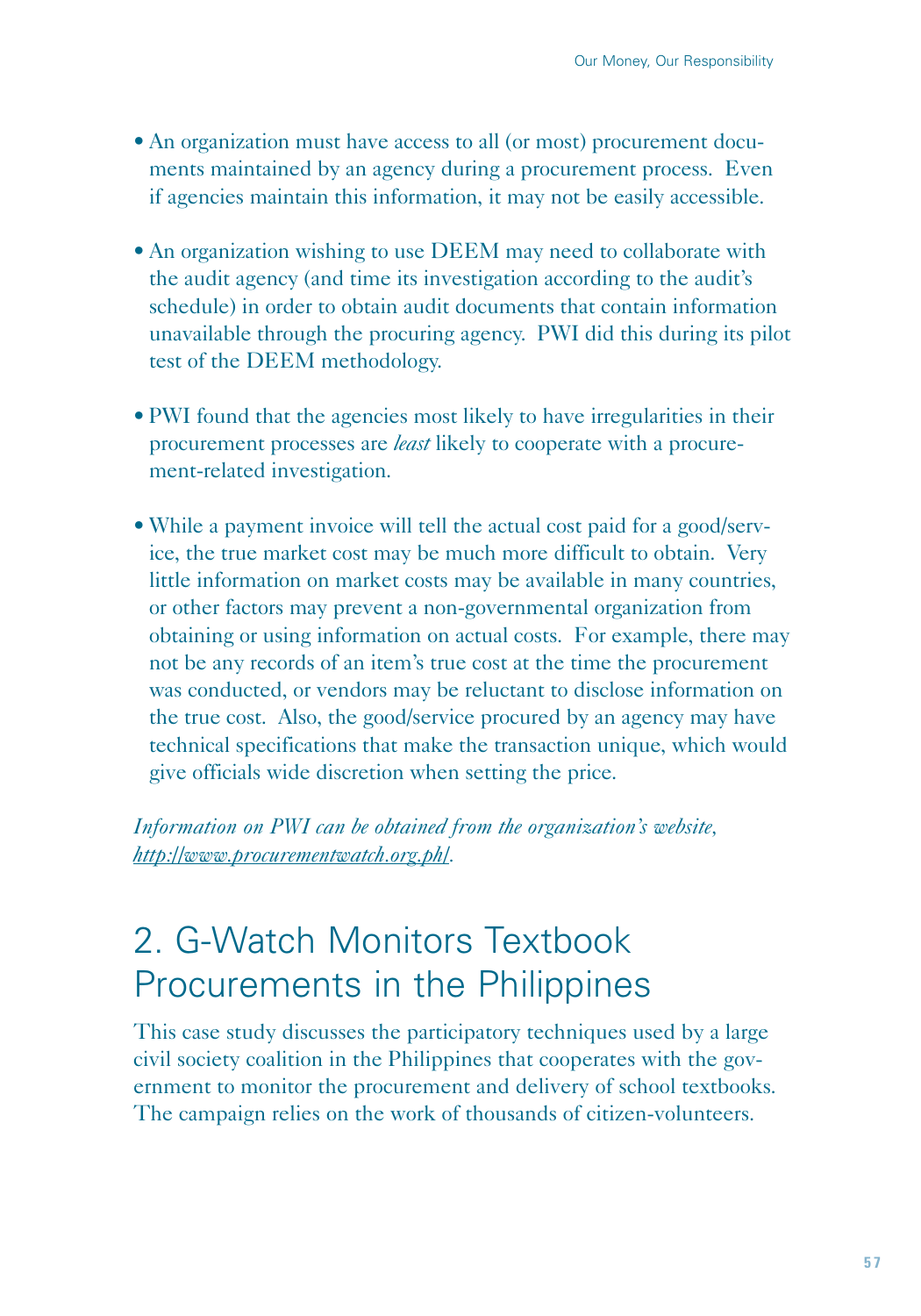- An organization must have access to all (or most) procurement documents maintained by an agency during a procurement process. Even if agencies maintain this information, it may not be easily accessible.

- An organization wishing to use DEEM may need to collaborate with the audit agency (and time its investigation according to the audit's schedule) in order to obtain audit documents that contain information unavailable through the procuring agency. PWI did this during its pilot test of the DEEM methodology.

- PWI found that the agencies most likely to have irregularities in their procurement processes are *least* likely to cooperate with a procurement-related investigation.

- While a payment invoice will tell the actual cost paid for a good/service, the true market cost may be much more difficult to obtain. Very little information on market costs may be available in many countries, or other factors may prevent a non-governmental organization from obtaining or using information on actual costs. For example, there may not be any records of an item's true cost at the time the procurement was conducted, or vendors may be reluctant to disclose information on the true cost. Also, the good/service procured by an agency may have technical specifications that make the transaction unique, which would give officials wide discretion when setting the price.

*Information on PWI can be obtained from the organization's website, http://www.procurementwatch.org.ph/.*

## 2. G-Watch Monitors Textbook Procurements in the Philippines

This case study discusses the participatory techniques used by a large civil society coalition in the Philippines that cooperates with the government to monitor the procurement and delivery of school textbooks. The campaign relies on the work of thousands of citizen-volunteers.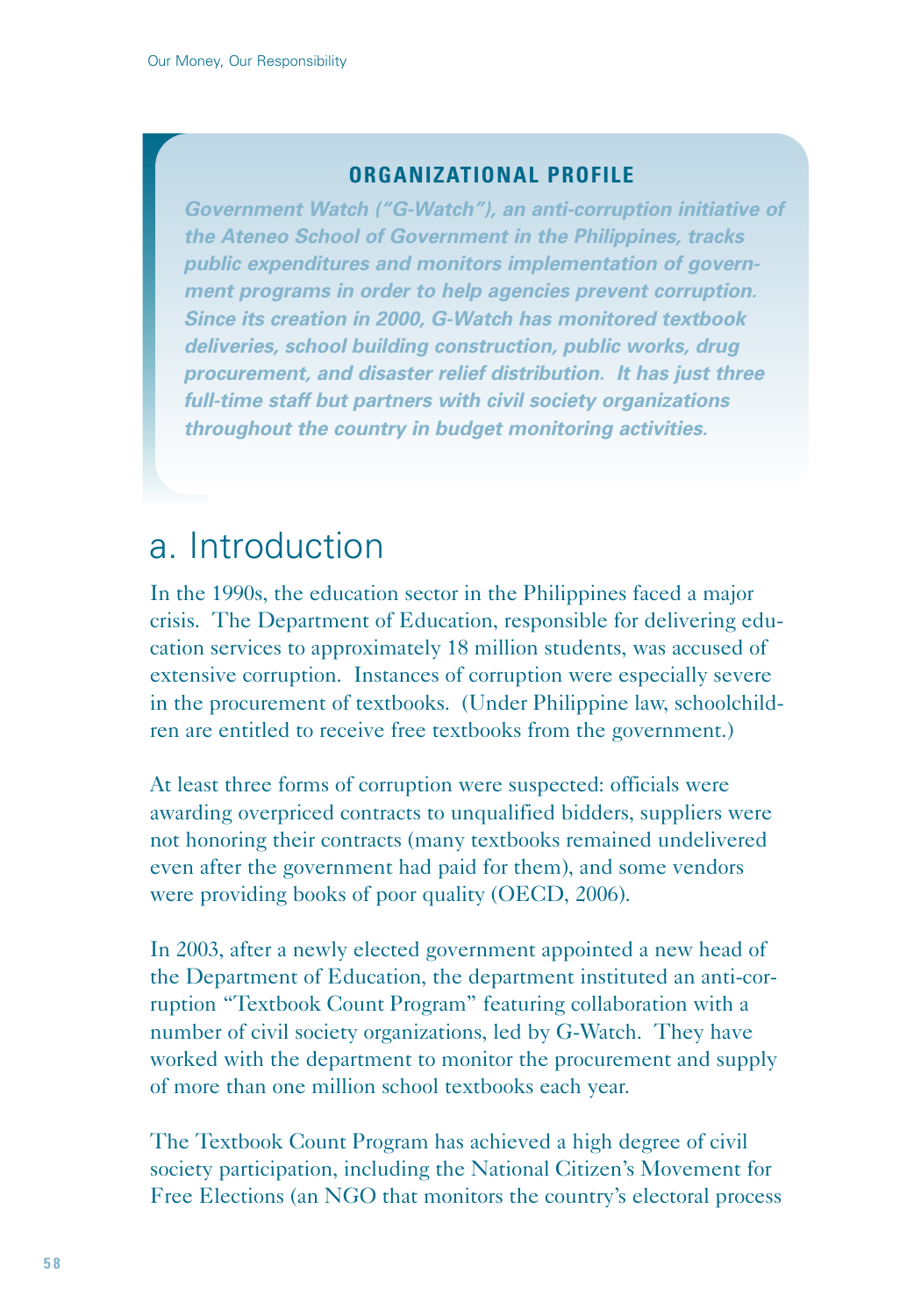**ORGANIZATIONAL PROFILE**

***Government Watch ("G-Watch"), an anti-corruption initiative of the Ateneo School of Government in the Philippines, tracks public expenditures and monitors implementation of government programs in order to help agencies prevent corruption. Since its creation in 2000, G-Watch has monitored textbook deliveries, school building construction, public works, drug procurement, and disaster relief distribution. It has just three full-time staff but partners with civil society organizations throughout the country in budget monitoring activities.***

## a. Introduction

In the 1990s, the education sector in the Philippines faced a major crisis. The Department of Education, responsible for delivering education services to approximately 18 million students, was accused of extensive corruption. Instances of corruption were especially severe in the procurement of textbooks. (Under Philippine law, schoolchildren are entitled to receive free textbooks from the government.)

At least three forms of corruption were suspected: officials were awarding overpriced contracts to unqualified bidders, suppliers were not honoring their contracts (many textbooks remained undelivered even after the government had paid for them), and some vendors were providing books of poor quality (OECD, 2006).

In 2003, after a newly elected government appointed a new head of the Department of Education, the department instituted an anti-corruption "Textbook Count Program" featuring collaboration with a number of civil society organizations, led by G-Watch. They have worked with the department to monitor the procurement and supply of more than one million school textbooks each year.

The Textbook Count Program has achieved a high degree of civil society participation, including the National Citizen's Movement for Free Elections (an NGO that monitors the country's electoral process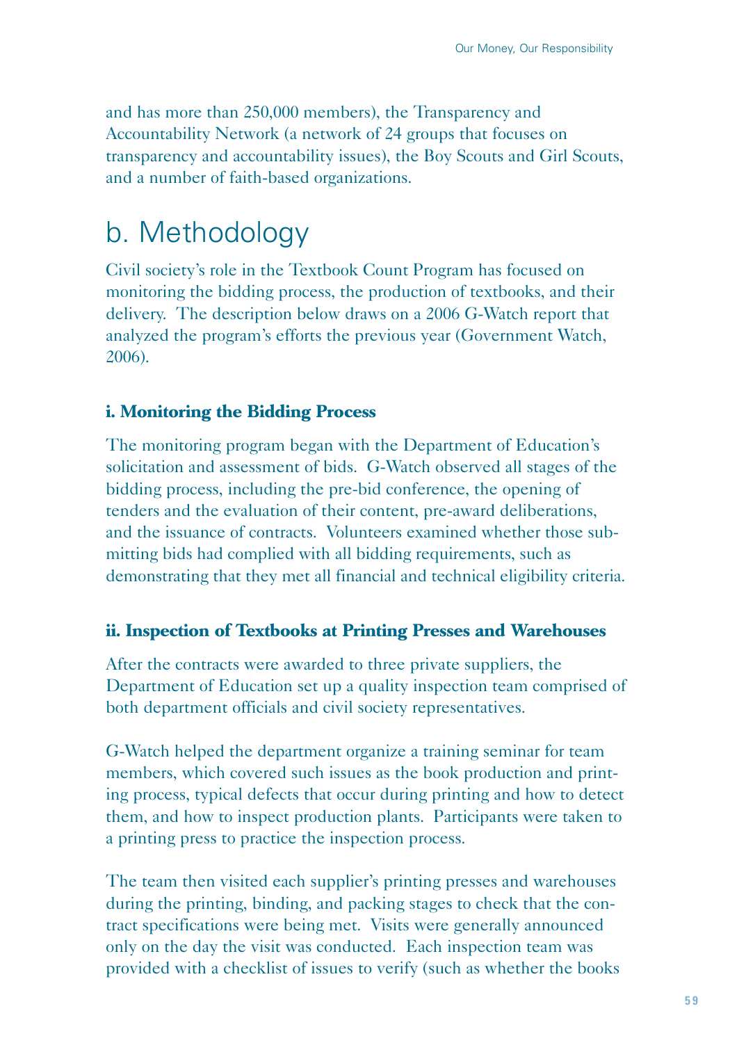and has more than 250,000 members), the Transparency and Accountability Network (a network of 24 groups that focuses on transparency and accountability issues), the Boy Scouts and Girl Scouts, and a number of faith-based organizations.

## b. Methodology

Civil society's role in the Textbook Count Program has focused on monitoring the bidding process, the production of textbooks, and their delivery. The description below draws on a 2006 G-Watch report that analyzed the program's efforts the previous year (Government Watch, 2006).

### i. Monitoring the Bidding Process

The monitoring program began with the Department of Education's solicitation and assessment of bids. G-Watch observed all stages of the bidding process, including the pre-bid conference, the opening of tenders and the evaluation of their content, pre-award deliberations, and the issuance of contracts. Volunteers examined whether those submitting bids had complied with all bidding requirements, such as demonstrating that they met all financial and technical eligibility criteria.

### ii. Inspection of Textbooks at Printing Presses and Warehouses

After the contracts were awarded to three private suppliers, the Department of Education set up a quality inspection team comprised of both department officials and civil society representatives.

G-Watch helped the department organize a training seminar for team members, which covered such issues as the book production and printing process, typical defects that occur during printing and how to detect them, and how to inspect production plants. Participants were taken to a printing press to practice the inspection process.

The team then visited each supplier's printing presses and warehouses during the printing, binding, and packing stages to check that the contract specifications were being met. Visits were generally announced only on the day the visit was conducted. Each inspection team was provided with a checklist of issues to verify (such as whether the books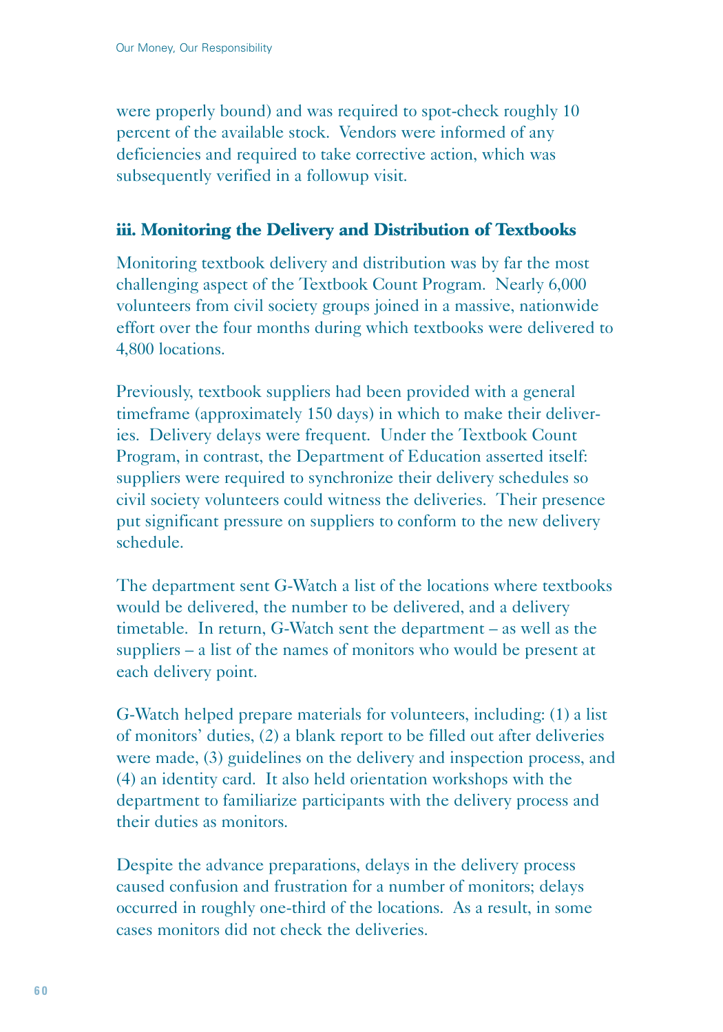were properly bound) and was required to spot-check roughly 10 percent of the available stock. Vendors were informed of any deficiencies and required to take corrective action, which was subsequently verified in a followup visit.

### iii. Monitoring the Delivery and Distribution of Textbooks

Monitoring textbook delivery and distribution was by far the most challenging aspect of the Textbook Count Program. Nearly 6,000 volunteers from civil society groups joined in a massive, nationwide effort over the four months during which textbooks were delivered to 4,800 locations.

Previously, textbook suppliers had been provided with a general timeframe (approximately 150 days) in which to make their deliveries. Delivery delays were frequent. Under the Textbook Count Program, in contrast, the Department of Education asserted itself: suppliers were required to synchronize their delivery schedules so civil society volunteers could witness the deliveries. Their presence put significant pressure on suppliers to conform to the new delivery schedule.

The department sent G-Watch a list of the locations where textbooks would be delivered, the number to be delivered, and a delivery timetable. In return, G-Watch sent the department – as well as the suppliers – a list of the names of monitors who would be present at each delivery point.

G-Watch helped prepare materials for volunteers, including: (1) a list of monitors' duties, (2) a blank report to be filled out after deliveries were made, (3) guidelines on the delivery and inspection process, and (4) an identity card. It also held orientation workshops with the department to familiarize participants with the delivery process and their duties as monitors.

Despite the advance preparations, delays in the delivery process caused confusion and frustration for a number of monitors; delays occurred in roughly one-third of the locations. As a result, in some cases monitors did not check the deliveries.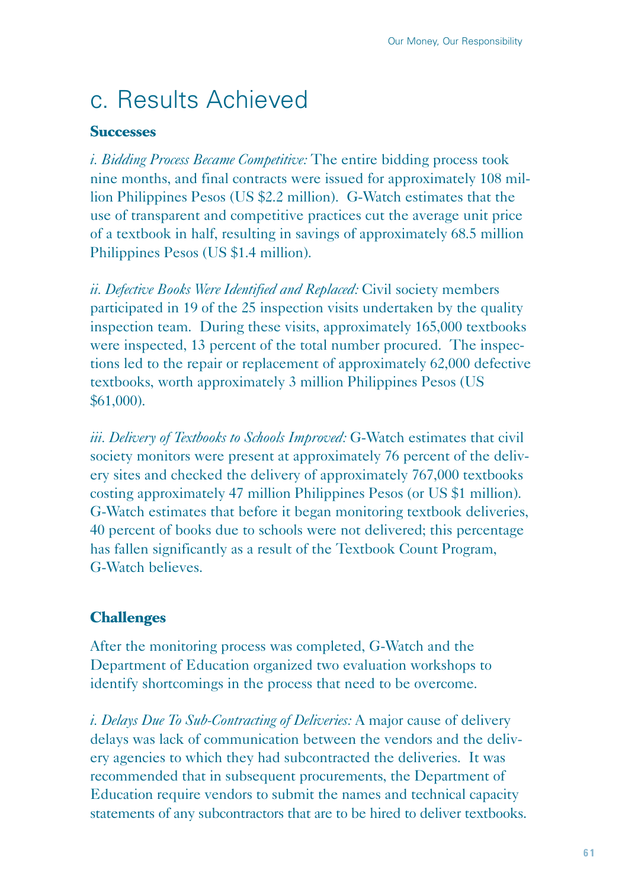## c. Results Achieved

### Successes

*i. Bidding Process Became Competitive:* The entire bidding process took nine months, and final contracts were issued for approximately 108 million Philippines Pesos (US $2.2 million). G-Watch estimates that the use of transparent and competitive practices cut the average unit price of a textbook in half, resulting in savings of approximately 68.5 million Philippines Pesos (US $1.4 million).

*ii. Defective Books Were Identified and Replaced:* Civil society members participated in 19 of the 25 inspection visits undertaken by the quality inspection team. During these visits, approximately 165,000 textbooks were inspected, 13 percent of the total number procured. The inspections led to the repair or replacement of approximately 62,000 defective textbooks, worth approximately 3 million Philippines Pesos (US $61,000).

*iii. Delivery of Textbooks to Schools Improved:* G-Watch estimates that civil society monitors were present at approximately 76 percent of the delivery sites and checked the delivery of approximately 767,000 textbooks costing approximately 47 million Philippines Pesos (or US $1 million). G-Watch estimates that before it began monitoring textbook deliveries, 40 percent of books due to schools were not delivered; this percentage has fallen significantly as a result of the Textbook Count Program, G-Watch believes.

### Challenges

After the monitoring process was completed, G-Watch and the Department of Education organized two evaluation workshops to identify shortcomings in the process that need to be overcome.

*i. Delays Due To Sub-Contracting of Deliveries:* A major cause of delivery delays was lack of communication between the vendors and the delivery agencies to which they had subcontracted the deliveries. It was recommended that in subsequent procurements, the Department of Education require vendors to submit the names and technical capacity statements of any subcontractors that are to be hired to deliver textbooks.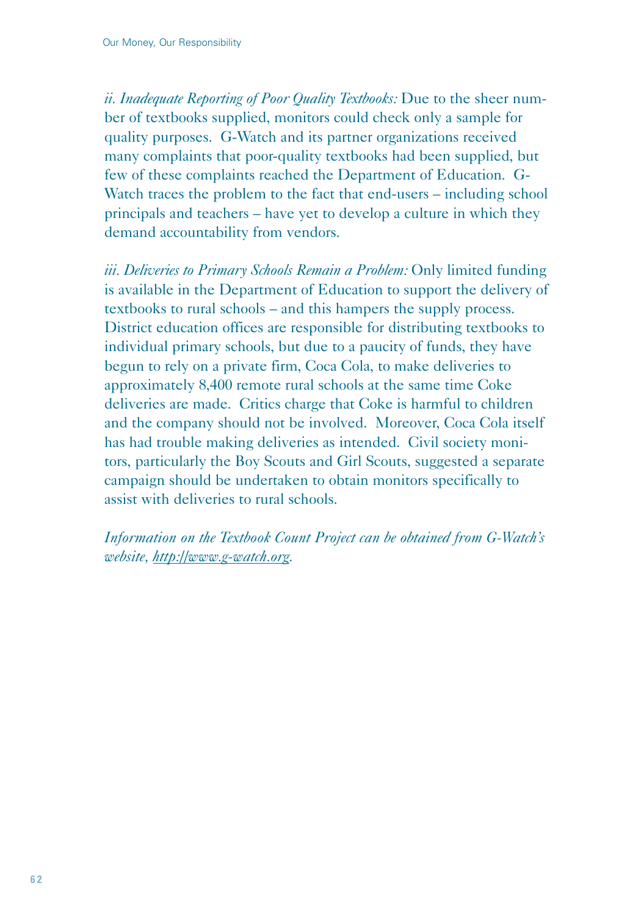*ii. Inadequate Reporting of Poor Quality Textbooks:* Due to the sheer number of textbooks supplied, monitors could check only a sample for quality purposes. G-Watch and its partner organizations received many complaints that poor-quality textbooks had been supplied, but few of these complaints reached the Department of Education. G-Watch traces the problem to the fact that end-users – including school principals and teachers – have yet to develop a culture in which they demand accountability from vendors.

*iii. Deliveries to Primary Schools Remain a Problem:* Only limited funding is available in the Department of Education to support the delivery of textbooks to rural schools – and this hampers the supply process. District education offices are responsible for distributing textbooks to individual primary schools, but due to a paucity of funds, they have begun to rely on a private firm, Coca Cola, to make deliveries to approximately 8,400 remote rural schools at the same time Coke deliveries are made. Critics charge that Coke is harmful to children and the company should not be involved. Moreover, Coca Cola itself has had trouble making deliveries as intended. Civil society monitors, particularly the Boy Scouts and Girl Scouts, suggested a separate campaign should be undertaken to obtain monitors specifically to assist with deliveries to rural schools.

*Information on the Textbook Count Project can be obtained from G-Watch's website, http://www.g-watch.org.*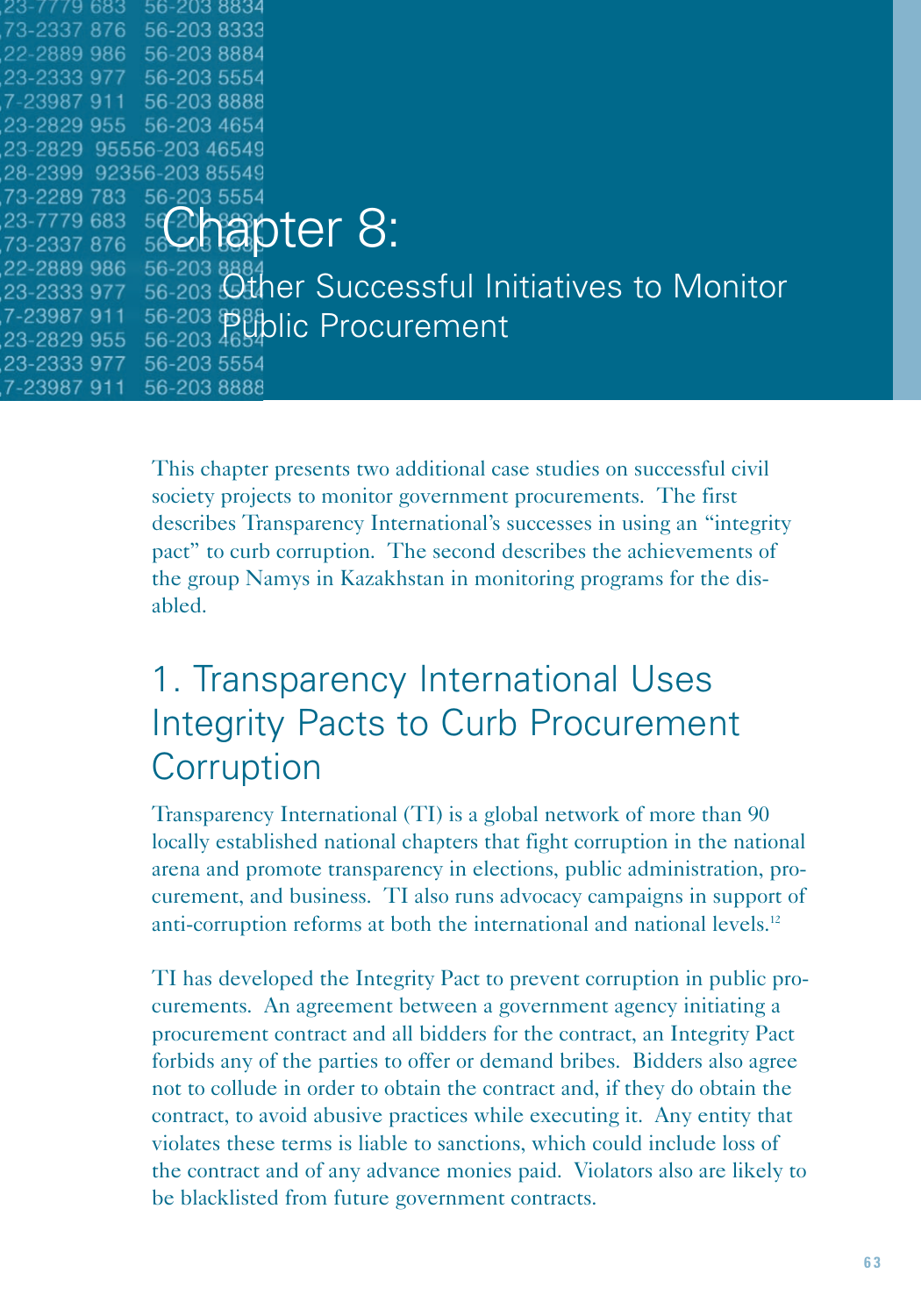# Chapter 8:

## Other Successful Initiatives to Monitor Public Procurement

This chapter presents two additional case studies on successful civil society projects to monitor government procurements. The first describes Transparency International's successes in using an "integrity pact" to curb corruption. The second describes the achievements of the group Namys in Kazakhstan in monitoring programs for the disabled.

## 1. Transparency International Uses Integrity Pacts to Curb Procurement Corruption

Transparency International (TI) is a global network of more than 90 locally established national chapters that fight corruption in the national arena and promote transparency in elections, public administration, procurement, and business. TI also runs advocacy campaigns in support of anti-corruption reforms at both the international and national levels.[12]

TI has developed the Integrity Pact to prevent corruption in public procurements. An agreement between a government agency initiating a procurement contract and all bidders for the contract, an Integrity Pact forbids any of the parties to offer or demand bribes. Bidders also agree not to collude in order to obtain the contract and, if they do obtain the contract, to avoid abusive practices while executing it. Any entity that violates these terms is liable to sanctions, which could include loss of the contract and of any advance monies paid. Violators also are likely to be blacklisted from future government contracts.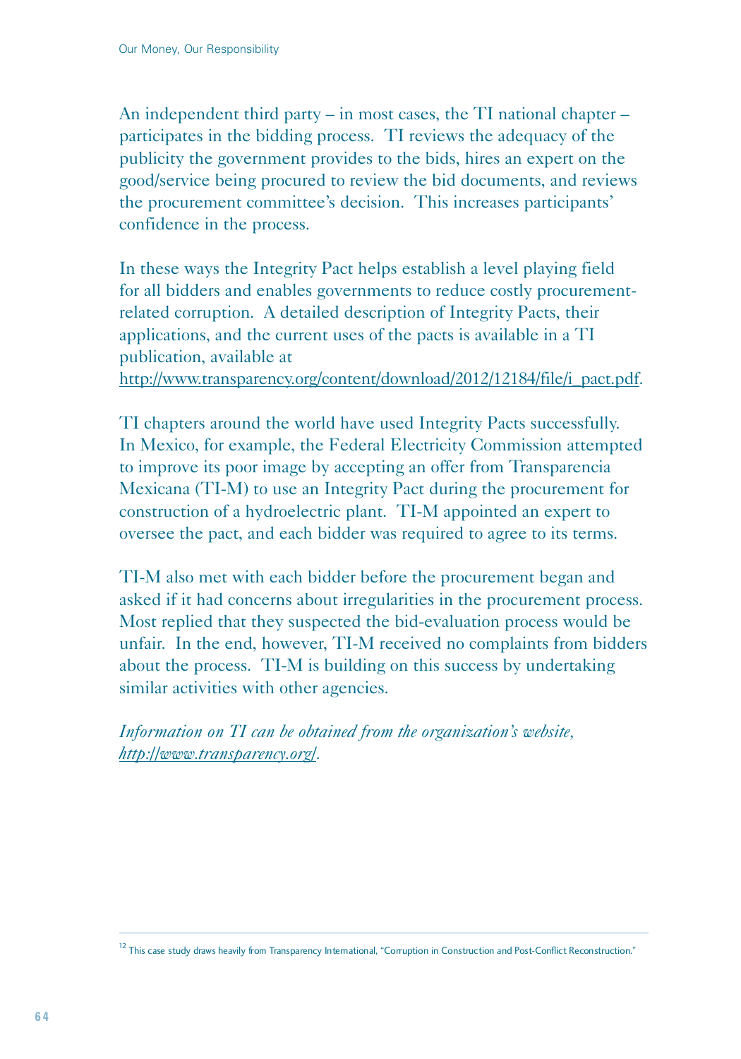An independent third party – in most cases, the TI national chapter – participates in the bidding process. TI reviews the adequacy of the publicity the government provides to the bids, hires an expert on the good/service being procured to review the bid documents, and reviews the procurement committee's decision. This increases participants' confidence in the process.

In these ways the Integrity Pact helps establish a level playing field for all bidders and enables governments to reduce costly procurement-related corruption. A detailed description of Integrity Pacts, their applications, and the current uses of the pacts is available in a TI publication, available at http://www.transparency.org/content/download/2012/12184/file/i_pact.pdf.

TI chapters around the world have used Integrity Pacts successfully. In Mexico, for example, the Federal Electricity Commission attempted to improve its poor image by accepting an offer from Transparencia Mexicana (TI-M) to use an Integrity Pact during the procurement for construction of a hydroelectric plant. TI-M appointed an expert to oversee the pact, and each bidder was required to agree to its terms.

TI-M also met with each bidder before the procurement began and asked if it had concerns about irregularities in the procurement process. Most replied that they suspected the bid-evaluation process would be unfair. In the end, however, TI-M received no complaints from bidders about the process. TI-M is building on this success by undertaking similar activities with other agencies.

*Information on TI can be obtained from the organization's website, http://www.transparency.org/.*

---

[12] This case study draws heavily from Transparency International, "Corruption in Construction and Post-Conflict Reconstruction."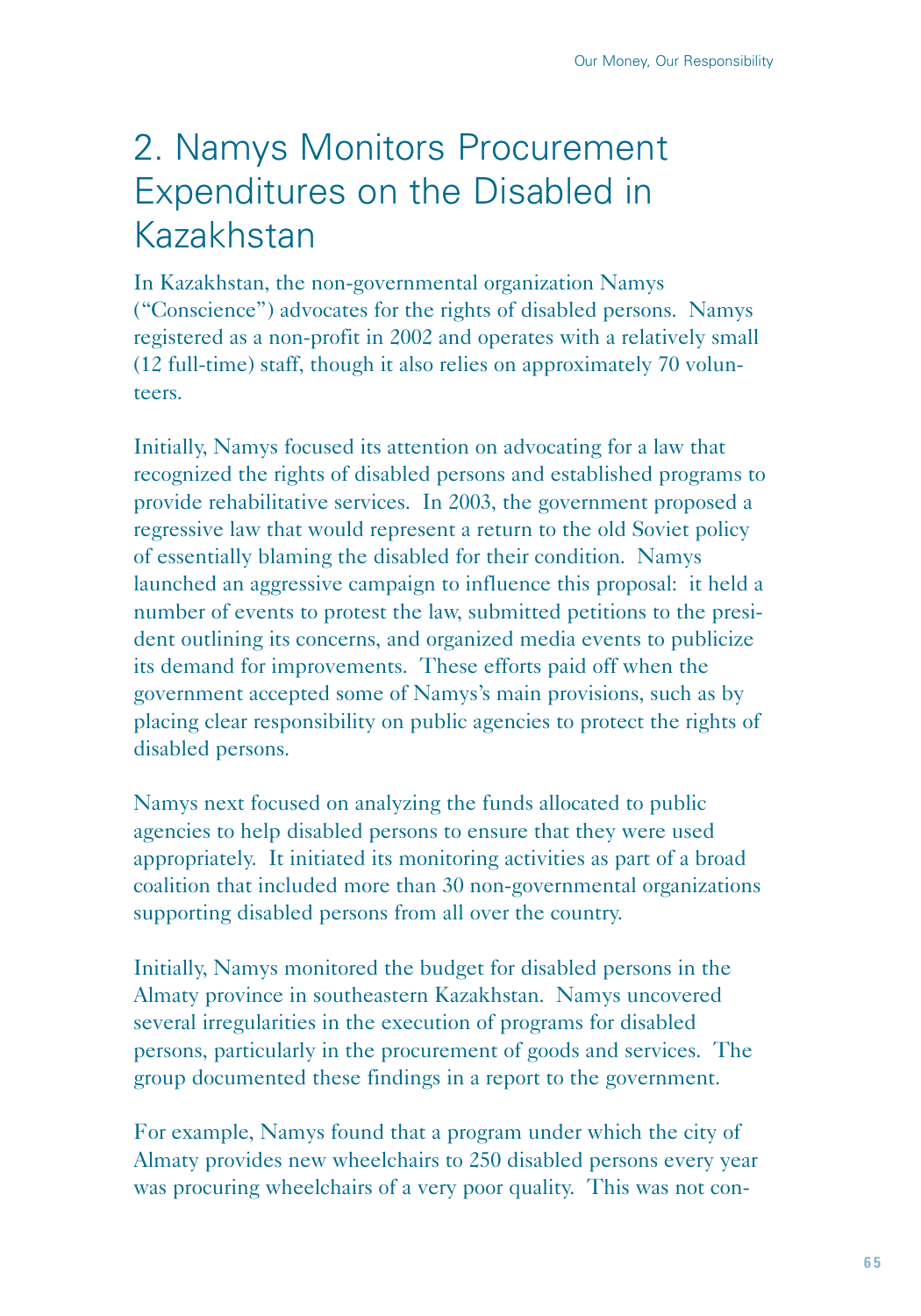# 2. Namys Monitors Procurement Expenditures on the Disabled in Kazakhstan

In Kazakhstan, the non-governmental organization Namys ("Conscience") advocates for the rights of disabled persons. Namys registered as a non-profit in 2002 and operates with a relatively small (12 full-time) staff, though it also relies on approximately 70 volunteers.

Initially, Namys focused its attention on advocating for a law that recognized the rights of disabled persons and established programs to provide rehabilitative services. In 2003, the government proposed a regressive law that would represent a return to the old Soviet policy of essentially blaming the disabled for their condition. Namys launched an aggressive campaign to influence this proposal: it held a number of events to protest the law, submitted petitions to the president outlining its concerns, and organized media events to publicize its demand for improvements. These efforts paid off when the government accepted some of Namys's main provisions, such as by placing clear responsibility on public agencies to protect the rights of disabled persons.

Namys next focused on analyzing the funds allocated to public agencies to help disabled persons to ensure that they were used appropriately. It initiated its monitoring activities as part of a broad coalition that included more than 30 non-governmental organizations supporting disabled persons from all over the country.

Initially, Namys monitored the budget for disabled persons in the Almaty province in southeastern Kazakhstan. Namys uncovered several irregularities in the execution of programs for disabled persons, particularly in the procurement of goods and services. The group documented these findings in a report to the government.

For example, Namys found that a program under which the city of Almaty provides new wheelchairs to 250 disabled persons every year was procuring wheelchairs of a very poor quality. This was not con-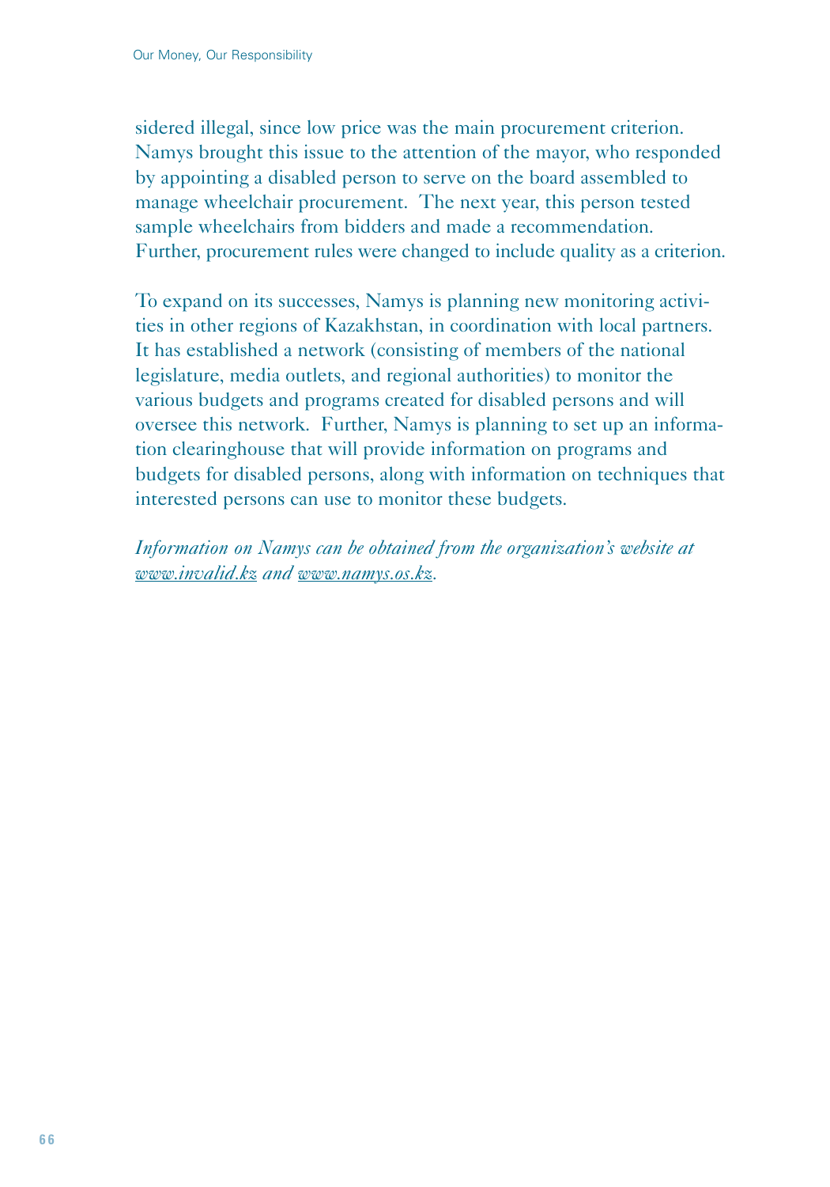sidered illegal, since low price was the main procurement criterion. Namys brought this issue to the attention of the mayor, who responded by appointing a disabled person to serve on the board assembled to manage wheelchair procurement. The next year, this person tested sample wheelchairs from bidders and made a recommendation. Further, procurement rules were changed to include quality as a criterion.

To expand on its successes, Namys is planning new monitoring activities in other regions of Kazakhstan, in coordination with local partners. It has established a network (consisting of members of the national legislature, media outlets, and regional authorities) to monitor the various budgets and programs created for disabled persons and will oversee this network. Further, Namys is planning to set up an information clearinghouse that will provide information on programs and budgets for disabled persons, along with information on techniques that interested persons can use to monitor these budgets.

*Information on Namys can be obtained from the organization's website at www.invalid.kz and www.namys.os.kz.*